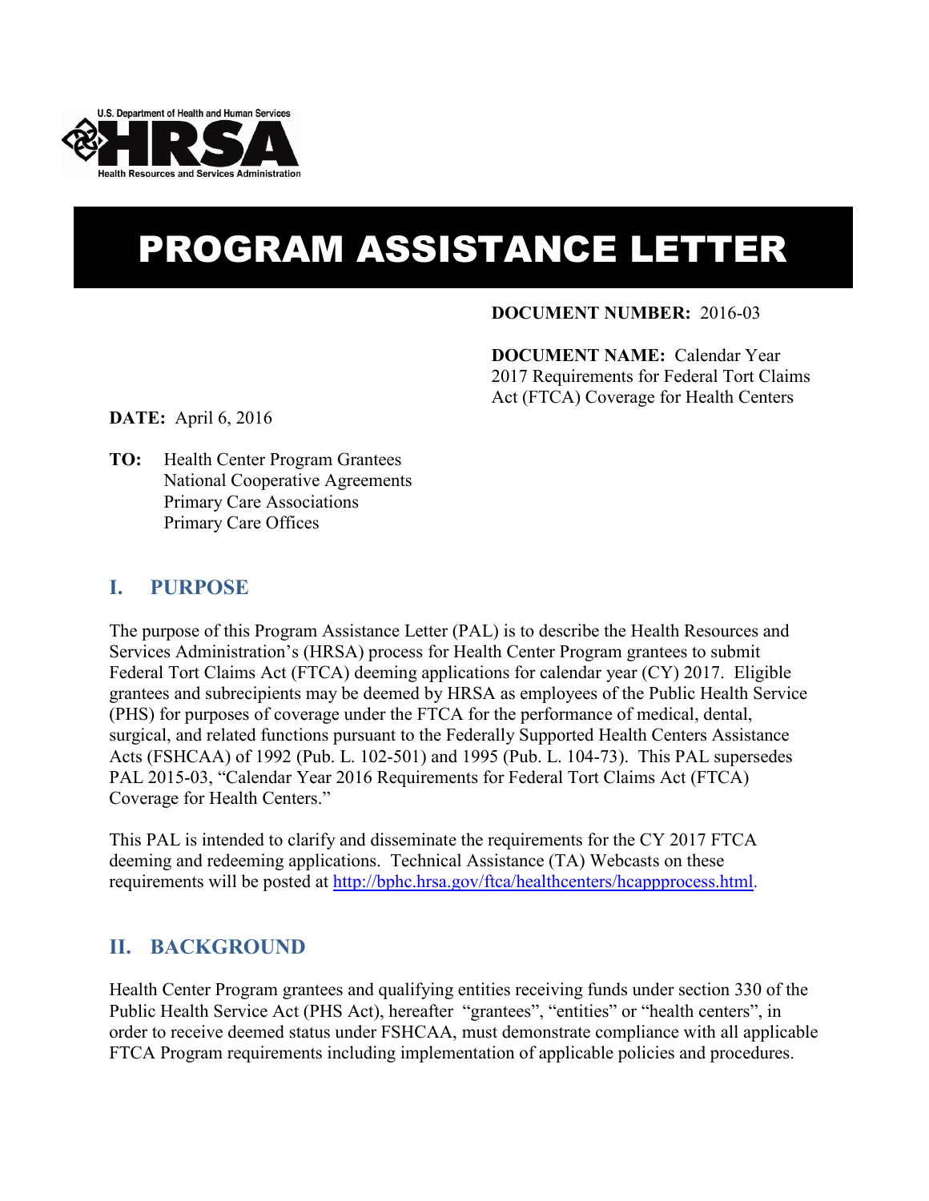U.S. Department of Health and Human Services

HRSA

Health Resources and Services Administration

# PROGRAM ASSISTANCE LETTER

**DOCUMENT NUMBER:** 2016-03

**DOCUMENT NAME:** Calendar Year 2017 Requirements for Federal Tort Claims Act (FTCA) Coverage for Health Centers

**DATE:** April 6, 2016

**TO:** Health Center Program Grantees
National Cooperative Agreements
Primary Care Associations
Primary Care Offices

## I. PURPOSE

The purpose of this Program Assistance Letter (PAL) is to describe the Health Resources and Services Administration's (HRSA) process for Health Center Program grantees to submit Federal Tort Claims Act (FTCA) deeming applications for calendar year (CY) 2017. Eligible grantees and subrecipients may be deemed by HRSA as employees of the Public Health Service (PHS) for purposes of coverage under the FTCA for the performance of medical, dental, surgical, and related functions pursuant to the Federally Supported Health Centers Assistance Acts (FSHCAA) of 1992 (Pub. L. 102-501) and 1995 (Pub. L. 104-73). This PAL supersedes PAL 2015-03, "Calendar Year 2016 Requirements for Federal Tort Claims Act (FTCA) Coverage for Health Centers."

This PAL is intended to clarify and disseminate the requirements for the CY 2017 FTCA deeming and redeeming applications. Technical Assistance (TA) Webcasts on these requirements will be posted at http://bphc.hrsa.gov/ftca/healthcenters/hcappprocess.html.

## II. BACKGROUND

Health Center Program grantees and qualifying entities receiving funds under section 330 of the Public Health Service Act (PHS Act), hereafter "grantees", "entities" or "health centers", in order to receive deemed status under FSHCAA, must demonstrate compliance with all applicable FTCA Program requirements including implementation of applicable policies and procedures.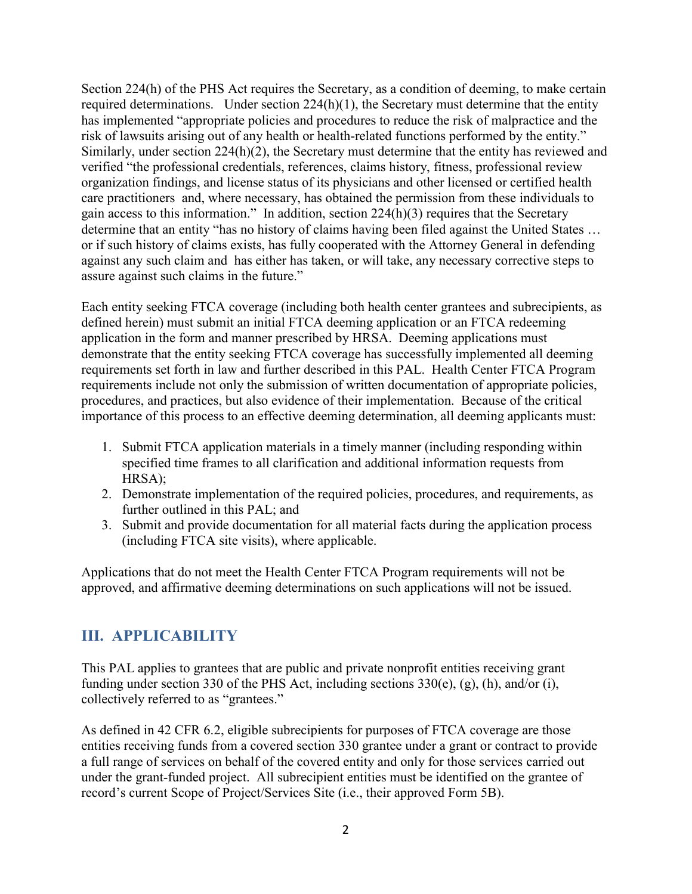Section 224(h) of the PHS Act requires the Secretary, as a condition of deeming, to make certain required determinations. Under section 224(h)(1), the Secretary must determine that the entity has implemented "appropriate policies and procedures to reduce the risk of malpractice and the risk of lawsuits arising out of any health or health-related functions performed by the entity." Similarly, under section 224(h)(2), the Secretary must determine that the entity has reviewed and verified "the professional credentials, references, claims history, fitness, professional review organization findings, and license status of its physicians and other licensed or certified health care practitioners and, where necessary, has obtained the permission from these individuals to gain access to this information." In addition, section 224(h)(3) requires that the Secretary determine that an entity "has no history of claims having been filed against the United States … or if such history of claims exists, has fully cooperated with the Attorney General in defending against any such claim and has either has taken, or will take, any necessary corrective steps to assure against such claims in the future."

Each entity seeking FTCA coverage (including both health center grantees and subrecipients, as defined herein) must submit an initial FTCA deeming application or an FTCA redeeming application in the form and manner prescribed by HRSA. Deeming applications must demonstrate that the entity seeking FTCA coverage has successfully implemented all deeming requirements set forth in law and further described in this PAL. Health Center FTCA Program requirements include not only the submission of written documentation of appropriate policies, procedures, and practices, but also evidence of their implementation. Because of the critical importance of this process to an effective deeming determination, all deeming applicants must:

1. Submit FTCA application materials in a timely manner (including responding within specified time frames to all clarification and additional information requests from HRSA);
2. Demonstrate implementation of the required policies, procedures, and requirements, as further outlined in this PAL; and
3. Submit and provide documentation for all material facts during the application process (including FTCA site visits), where applicable.

Applications that do not meet the Health Center FTCA Program requirements will not be approved, and affirmative deeming determinations on such applications will not be issued.

## III. APPLICABILITY

This PAL applies to grantees that are public and private nonprofit entities receiving grant funding under section 330 of the PHS Act, including sections 330(e), (g), (h), and/or (i), collectively referred to as "grantees."

As defined in 42 CFR 6.2, eligible subrecipients for purposes of FTCA coverage are those entities receiving funds from a covered section 330 grantee under a grant or contract to provide a full range of services on behalf of the covered entity and only for those services carried out under the grant-funded project. All subrecipient entities must be identified on the grantee of record's current Scope of Project/Services Site (i.e., their approved Form 5B).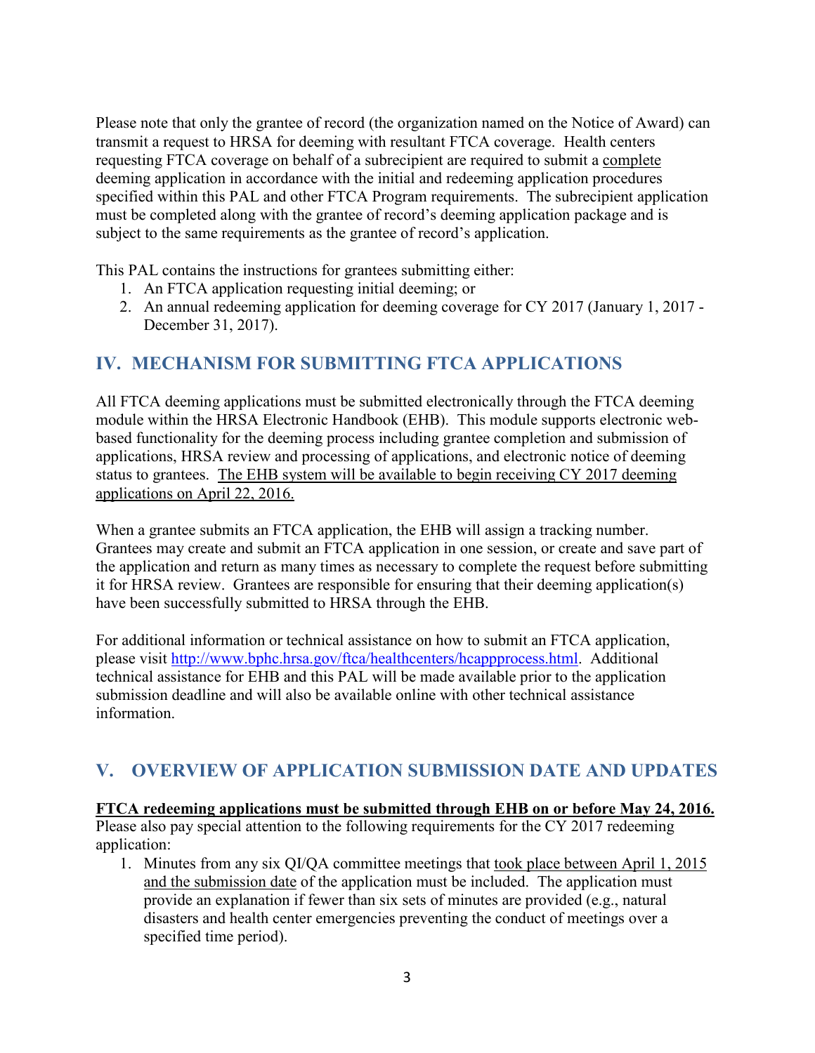Please note that only the grantee of record (the organization named on the Notice of Award) can transmit a request to HRSA for deeming with resultant FTCA coverage. Health centers requesting FTCA coverage on behalf of a subrecipient are required to submit a complete deeming application in accordance with the initial and redeeming application procedures specified within this PAL and other FTCA Program requirements. The subrecipient application must be completed along with the grantee of record's deeming application package and is subject to the same requirements as the grantee of record's application.

This PAL contains the instructions for grantees submitting either:

1. An FTCA application requesting initial deeming; or
2. An annual redeeming application for deeming coverage for CY 2017 (January 1, 2017 - December 31, 2017).

## IV. MECHANISM FOR SUBMITTING FTCA APPLICATIONS

All FTCA deeming applications must be submitted electronically through the FTCA deeming module within the HRSA Electronic Handbook (EHB). This module supports electronic web-based functionality for the deeming process including grantee completion and submission of applications, HRSA review and processing of applications, and electronic notice of deeming status to grantees. The EHB system will be available to begin receiving CY 2017 deeming applications on April 22, 2016.

When a grantee submits an FTCA application, the EHB will assign a tracking number. Grantees may create and submit an FTCA application in one session, or create and save part of the application and return as many times as necessary to complete the request before submitting it for HRSA review. Grantees are responsible for ensuring that their deeming application(s) have been successfully submitted to HRSA through the EHB.

For additional information or technical assistance on how to submit an FTCA application, please visit [http://www.bphc.hrsa.gov/ftca/healthcenters/hcappprocess.html](http://www.bphc.hrsa.gov/ftca/healthcenters/hcappprocess.html). Additional technical assistance for EHB and this PAL will be made available prior to the application submission deadline and will also be available online with other technical assistance information.

## V. OVERVIEW OF APPLICATION SUBMISSION DATE AND UPDATES

**FTCA redeeming applications must be submitted through EHB on or before May 24, 2016.**
Please also pay special attention to the following requirements for the CY 2017 redeeming application:

1. Minutes from any six QI/QA committee meetings that took place between April 1, 2015 and the submission date of the application must be included. The application must provide an explanation if fewer than six sets of minutes are provided (e.g., natural disasters and health center emergencies preventing the conduct of meetings over a specified time period).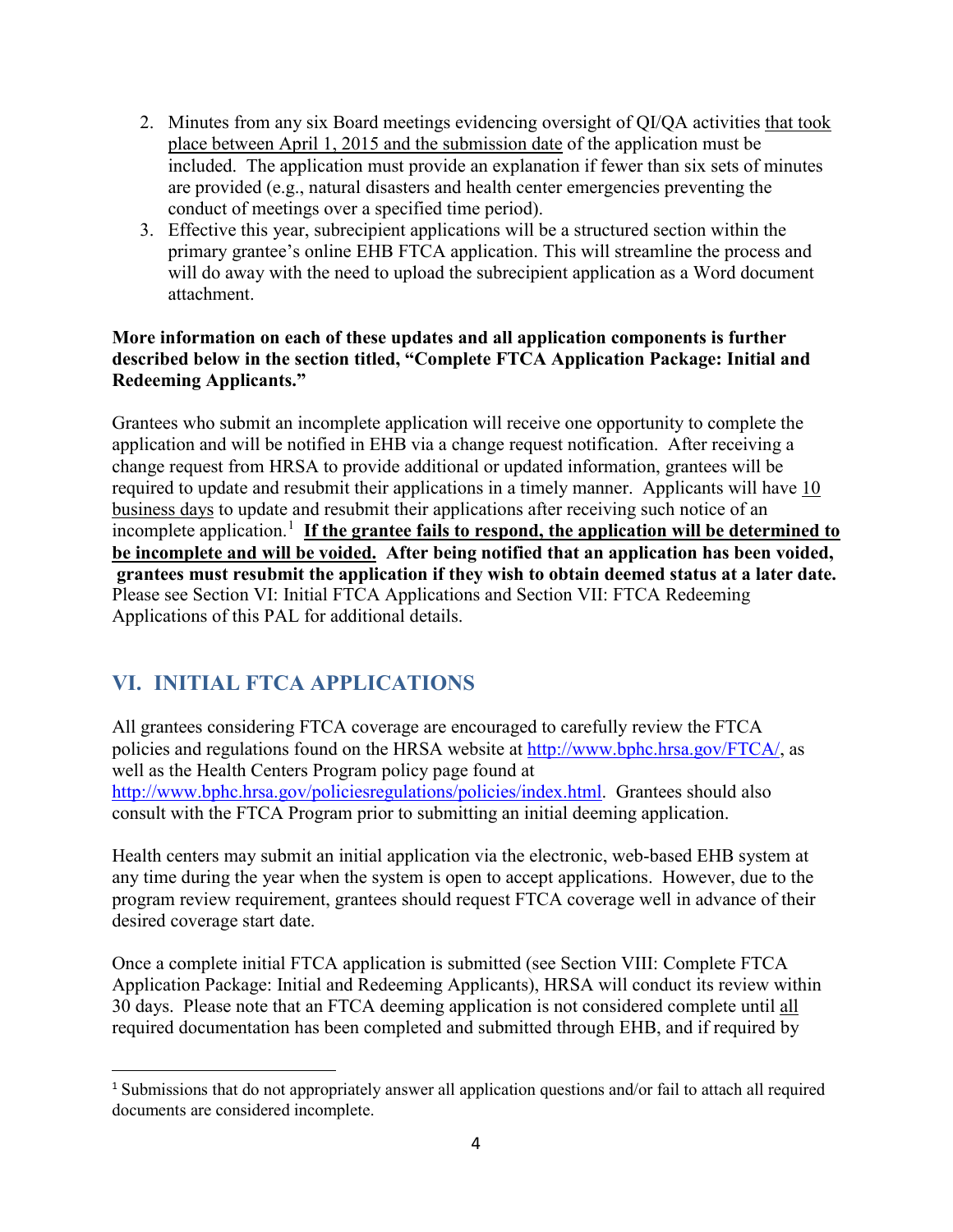2. Minutes from any six Board meetings evidencing oversight of QI/QA activities that took place between April 1, 2015 and the submission date of the application must be included. The application must provide an explanation if fewer than six sets of minutes are provided (e.g., natural disasters and health center emergencies preventing the conduct of meetings over a specified time period).
3. Effective this year, subrecipient applications will be a structured section within the primary grantee's online EHB FTCA application. This will streamline the process and will do away with the need to upload the subrecipient application as a Word document attachment.

**More information on each of these updates and all application components is further described below in the section titled, "Complete FTCA Application Package: Initial and Redeeming Applicants."**

Grantees who submit an incomplete application will receive one opportunity to complete the application and will be notified in EHB via a change request notification. After receiving a change request from HRSA to provide additional or updated information, grantees will be required to update and resubmit their applications in a timely manner. Applicants will have 10 business days to update and resubmit their applications after receiving such notice of an incomplete application.[1] **If the grantee fails to respond, the application will be determined to be incomplete and will be voided. After being notified that an application has been voided, grantees must resubmit the application if they wish to obtain deemed status at a later date.** Please see Section VI: Initial FTCA Applications and Section VII: FTCA Redeeming Applications of this PAL for additional details.

## VI. INITIAL FTCA APPLICATIONS

All grantees considering FTCA coverage are encouraged to carefully review the FTCA policies and regulations found on the HRSA website at http://www.bphc.hrsa.gov/FTCA/, as well as the Health Centers Program policy page found at http://www.bphc.hrsa.gov/policiesregulations/policies/index.html. Grantees should also consult with the FTCA Program prior to submitting an initial deeming application.

Health centers may submit an initial application via the electronic, web-based EHB system at any time during the year when the system is open to accept applications. However, due to the program review requirement, grantees should request FTCA coverage well in advance of their desired coverage start date.

Once a complete initial FTCA application is submitted (see Section VIII: Complete FTCA Application Package: Initial and Redeeming Applicants), HRSA will conduct its review within 30 days. Please note that an FTCA deeming application is not considered complete until all required documentation has been completed and submitted through EHB, and if required by

[1] Submissions that do not appropriately answer all application questions and/or fail to attach all required documents are considered incomplete.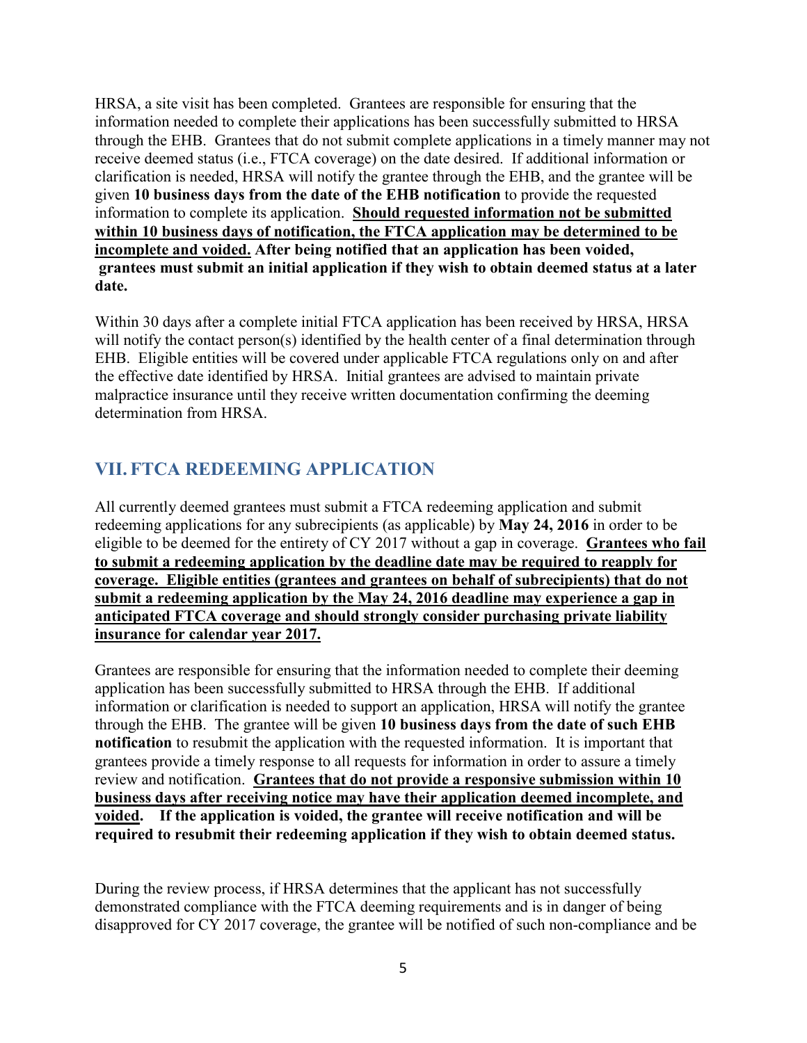HRSA, a site visit has been completed. Grantees are responsible for ensuring that the information needed to complete their applications has been successfully submitted to HRSA through the EHB. Grantees that do not submit complete applications in a timely manner may not receive deemed status (i.e., FTCA coverage) on the date desired. If additional information or clarification is needed, HRSA will notify the grantee through the EHB, and the grantee will be given **10 business days from the date of the EHB notification** to provide the requested information to complete its application. **Should requested information not be submitted within 10 business days of notification, the FTCA application may be determined to be incomplete and voided. After being notified that an application has been voided, grantees must submit an initial application if they wish to obtain deemed status at a later date.**

Within 30 days after a complete initial FTCA application has been received by HRSA, HRSA will notify the contact person(s) identified by the health center of a final determination through EHB. Eligible entities will be covered under applicable FTCA regulations only on and after the effective date identified by HRSA. Initial grantees are advised to maintain private malpractice insurance until they receive written documentation confirming the deeming determination from HRSA.

## VII. FTCA REDEEMING APPLICATION

All currently deemed grantees must submit a FTCA redeeming application and submit redeeming applications for any subrecipients (as applicable) by **May 24, 2016** in order to be eligible to be deemed for the entirety of CY 2017 without a gap in coverage. **Grantees who fail to submit a redeeming application by the deadline date may be required to reapply for coverage. Eligible entities (grantees and grantees on behalf of subrecipients) that do not submit a redeeming application by the May 24, 2016 deadline may experience a gap in anticipated FTCA coverage and should strongly consider purchasing private liability insurance for calendar year 2017.**

Grantees are responsible for ensuring that the information needed to complete their deeming application has been successfully submitted to HRSA through the EHB. If additional information or clarification is needed to support an application, HRSA will notify the grantee through the EHB. The grantee will be given **10 business days from the date of such EHB notification** to resubmit the application with the requested information. It is important that grantees provide a timely response to all requests for information in order to assure a timely review and notification. **Grantees that do not provide a responsive submission within 10 business days after receiving notice may have their application deemed incomplete, and voided. If the application is voided, the grantee will receive notification and will be required to resubmit their redeeming application if they wish to obtain deemed status.**

During the review process, if HRSA determines that the applicant has not successfully demonstrated compliance with the FTCA deeming requirements and is in danger of being disapproved for CY 2017 coverage, the grantee will be notified of such non-compliance and be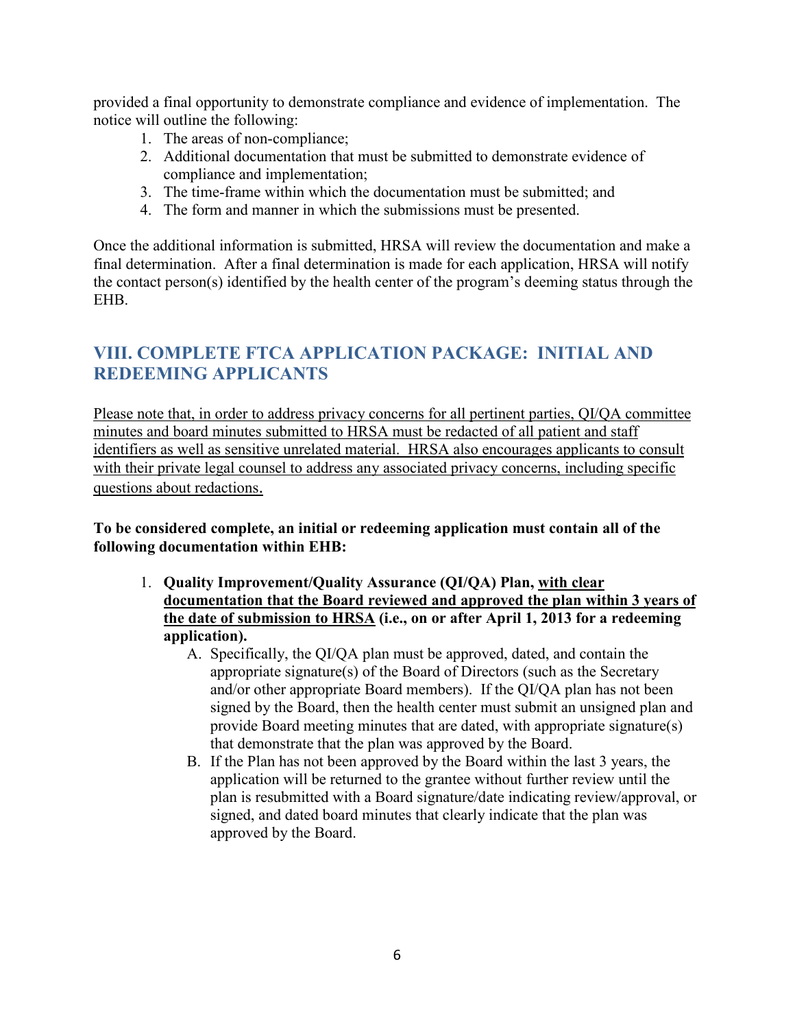provided a final opportunity to demonstrate compliance and evidence of implementation. The notice will outline the following:

1. The areas of non-compliance;
2. Additional documentation that must be submitted to demonstrate evidence of compliance and implementation;
3. The time-frame within which the documentation must be submitted; and
4. The form and manner in which the submissions must be presented.

Once the additional information is submitted, HRSA will review the documentation and make a final determination. After a final determination is made for each application, HRSA will notify the contact person(s) identified by the health center of the program's deeming status through the EHB.

## VIII. COMPLETE FTCA APPLICATION PACKAGE: INITIAL AND REDEEMING APPLICANTS

<u>Please note that, in order to address privacy concerns for all pertinent parties, QI/QA committee minutes and board minutes submitted to HRSA must be redacted of all patient and staff identifiers as well as sensitive unrelated material. HRSA also encourages applicants to consult with their private legal counsel to address any associated privacy concerns, including specific questions about redactions.</u>

**To be considered complete, an initial or redeeming application must contain all of the following documentation within EHB:**

1. **Quality Improvement/Quality Assurance (QI/QA) Plan, <u>with clear documentation that the Board reviewed and approved the plan within 3 years of the date of submission to HRSA</u> (i.e., on or after April 1, 2013 for a redeeming application).**
   A. Specifically, the QI/QA plan must be approved, dated, and contain the appropriate signature(s) of the Board of Directors (such as the Secretary and/or other appropriate Board members). If the QI/QA plan has not been signed by the Board, then the health center must submit an unsigned plan and provide Board meeting minutes that are dated, with appropriate signature(s) that demonstrate that the plan was approved by the Board.
   B. If the Plan has not been approved by the Board within the last 3 years, the application will be returned to the grantee without further review until the plan is resubmitted with a Board signature/date indicating review/approval, or signed, and dated board minutes that clearly indicate that the plan was approved by the Board.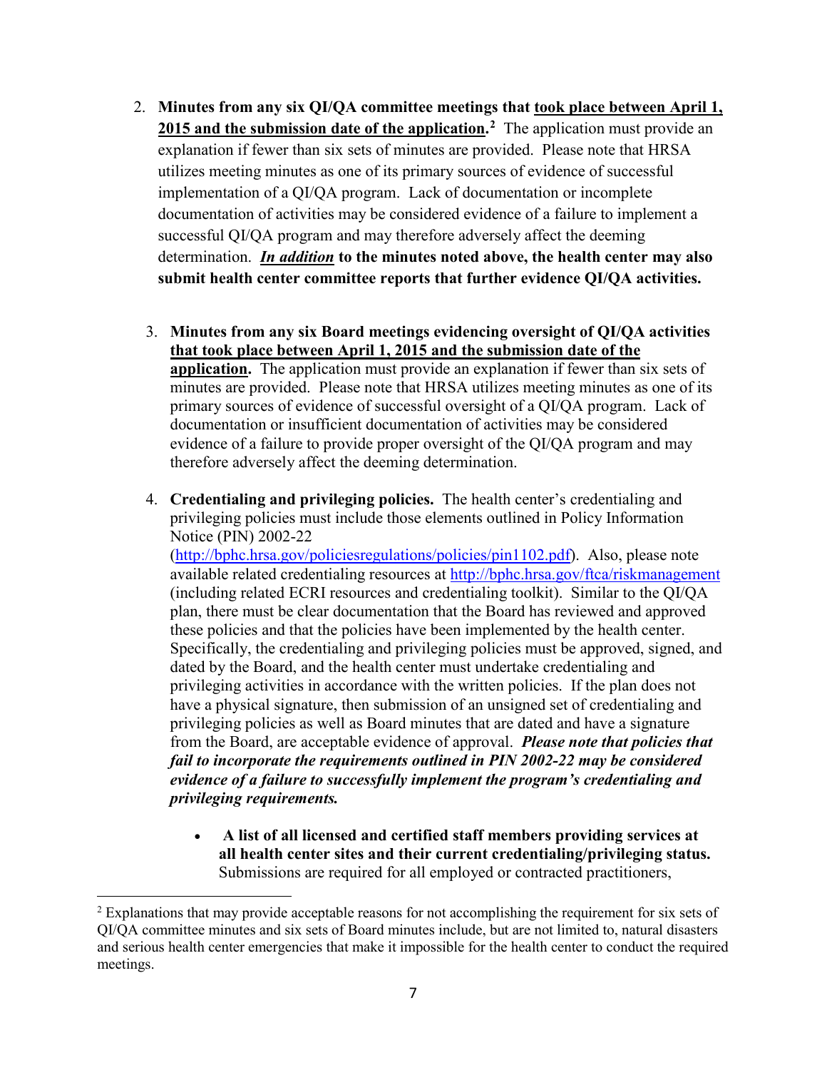2. **Minutes from any six QI/QA committee meetings that <u>took place between April 1, 2015 and the submission date of the application</u>.[2]** The application must provide an explanation if fewer than six sets of minutes are provided. Please note that HRSA utilizes meeting minutes as one of its primary sources of evidence of successful implementation of a QI/QA program. Lack of documentation or incomplete documentation of activities may be considered evidence of a failure to implement a successful QI/QA program and may therefore adversely affect the deeming determination. ***<u>In addition</u>* to the minutes noted above, the health center may also submit health center committee reports that further evidence QI/QA activities.**

3. **Minutes from any six Board meetings evidencing oversight of QI/QA activities <u>that took place between April 1, 2015 and the submission date of the application</u>.** The application must provide an explanation if fewer than six sets of minutes are provided. Please note that HRSA utilizes meeting minutes as one of its primary sources of evidence of successful oversight of a QI/QA program. Lack of documentation or insufficient documentation of activities may be considered evidence of a failure to provide proper oversight of the QI/QA program and may therefore adversely affect the deeming determination.

4. **Credentialing and privileging policies.** The health center's credentialing and privileging policies must include those elements outlined in Policy Information Notice (PIN) 2002-22 (http://bphc.hrsa.gov/policiesregulations/policies/pin1102.pdf). Also, please note available related credentialing resources at http://bphc.hrsa.gov/ftca/riskmanagement (including related ECRI resources and credentialing toolkit). Similar to the QI/QA plan, there must be clear documentation that the Board has reviewed and approved these policies and that the policies have been implemented by the health center. Specifically, the credentialing and privileging policies must be approved, signed, and dated by the Board, and the health center must undertake credentialing and privileging activities in accordance with the written policies. If the plan does not have a physical signature, then submission of an unsigned set of credentialing and privileging policies as well as Board minutes that are dated and have a signature from the Board, are acceptable evidence of approval. ***Please note that policies that fail to incorporate the requirements outlined in PIN 2002-22 may be considered evidence of a failure to successfully implement the program's credentialing and privileging requirements.***

   - **A list of all licensed and certified staff members providing services at all health center sites and their current credentialing/privileging status.** Submissions are required for all employed or contracted practitioners,

[2] Explanations that may provide acceptable reasons for not accomplishing the requirement for six sets of QI/QA committee minutes and six sets of Board minutes include, but are not limited to, natural disasters and serious health center emergencies that make it impossible for the health center to conduct the required meetings.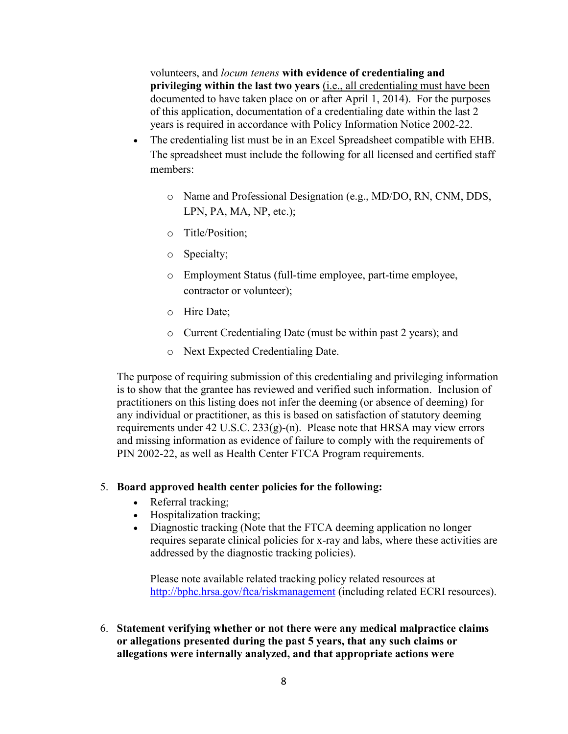volunteers, and *locum tenens* **with evidence of credentialing and privileging within the last two years** (i.e., all credentialing must have been documented to have taken place on or after April 1, 2014). For the purposes of this application, documentation of a credentialing date within the last 2 years is required in accordance with Policy Information Notice 2002-22.

- The credentialing list must be in an Excel Spreadsheet compatible with EHB. The spreadsheet must include the following for all licensed and certified staff members:
  - Name and Professional Designation (e.g., MD/DO, RN, CNM, DDS, LPN, PA, MA, NP, etc.);
  - Title/Position;
  - Specialty;
  - Employment Status (full-time employee, part-time employee, contractor or volunteer);
  - Hire Date;
  - Current Credentialing Date (must be within past 2 years); and
  - Next Expected Credentialing Date.

The purpose of requiring submission of this credentialing and privileging information is to show that the grantee has reviewed and verified such information. Inclusion of practitioners on this listing does not infer the deeming (or absence of deeming) for any individual or practitioner, as this is based on satisfaction of statutory deeming requirements under 42 U.S.C. 233(g)-(n). Please note that HRSA may view errors and missing information as evidence of failure to comply with the requirements of PIN 2002-22, as well as Health Center FTCA Program requirements.

5. **Board approved health center policies for the following:**
   - Referral tracking;
   - Hospitalization tracking;
   - Diagnostic tracking (Note that the FTCA deeming application no longer requires separate clinical policies for x-ray and labs, where these activities are addressed by the diagnostic tracking policies).

   Please note available related tracking policy related resources at http://bphc.hrsa.gov/ftca/riskmanagement (including related ECRI resources).

6. **Statement verifying whether or not there were any medical malpractice claims or allegations presented during the past 5 years, that any such claims or allegations were internally analyzed, and that appropriate actions were**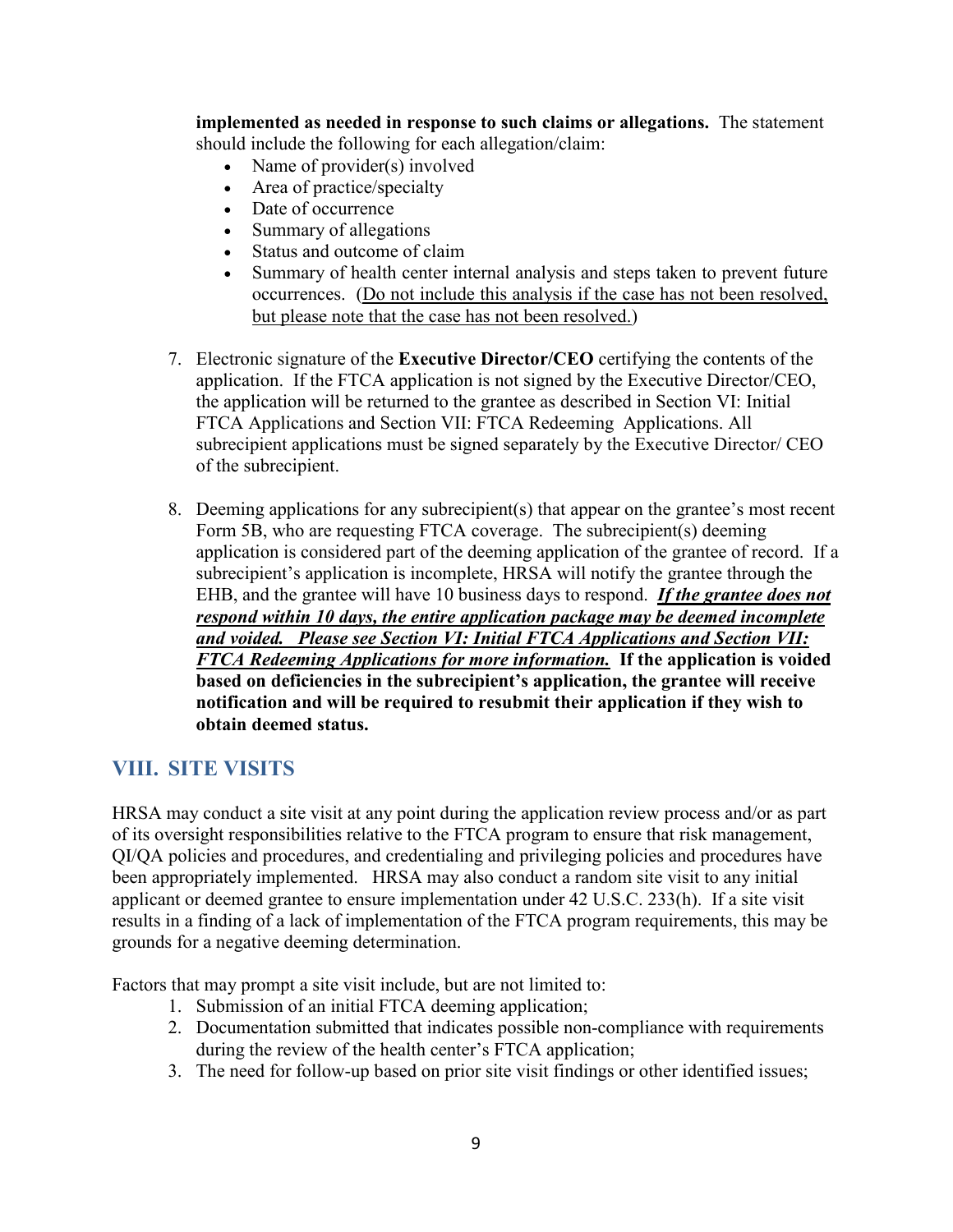**implemented as needed in response to such claims or allegations.** The statement should include the following for each allegation/claim:

- Name of provider(s) involved
- Area of practice/specialty
- Date of occurrence
- Summary of allegations
- Status and outcome of claim
- Summary of health center internal analysis and steps taken to prevent future occurrences. (<u>Do not include this analysis if the case has not been resolved, but please note that the case has not been resolved.</u>)

7. Electronic signature of the **Executive Director/CEO** certifying the contents of the application. If the FTCA application is not signed by the Executive Director/CEO, the application will be returned to the grantee as described in Section VI: Initial FTCA Applications and Section VII: FTCA Redeeming Applications. All subrecipient applications must be signed separately by the Executive Director/ CEO of the subrecipient.

8. Deeming applications for any subrecipient(s) that appear on the grantee's most recent Form 5B, who are requesting FTCA coverage. The subrecipient(s) deeming application is considered part of the deeming application of the grantee of record. If a subrecipient's application is incomplete, HRSA will notify the grantee through the EHB, and the grantee will have 10 business days to respond. ***<u>If the grantee does not respond within 10 days, the entire application package may be deemed incomplete and voided. Please see Section VI: Initial FTCA Applications and Section VII: FTCA Redeeming Applications for more information.</u>*** **If the application is voided based on deficiencies in the subrecipient's application, the grantee will receive notification and will be required to resubmit their application if they wish to obtain deemed status.**

## VIII. SITE VISITS

HRSA may conduct a site visit at any point during the application review process and/or as part of its oversight responsibilities relative to the FTCA program to ensure that risk management, QI/QA policies and procedures, and credentialing and privileging policies and procedures have been appropriately implemented. HRSA may also conduct a random site visit to any initial applicant or deemed grantee to ensure implementation under 42 U.S.C. 233(h). If a site visit results in a finding of a lack of implementation of the FTCA program requirements, this may be grounds for a negative deeming determination.

Factors that may prompt a site visit include, but are not limited to:

1. Submission of an initial FTCA deeming application;
2. Documentation submitted that indicates possible non-compliance with requirements during the review of the health center's FTCA application;
3. The need for follow-up based on prior site visit findings or other identified issues;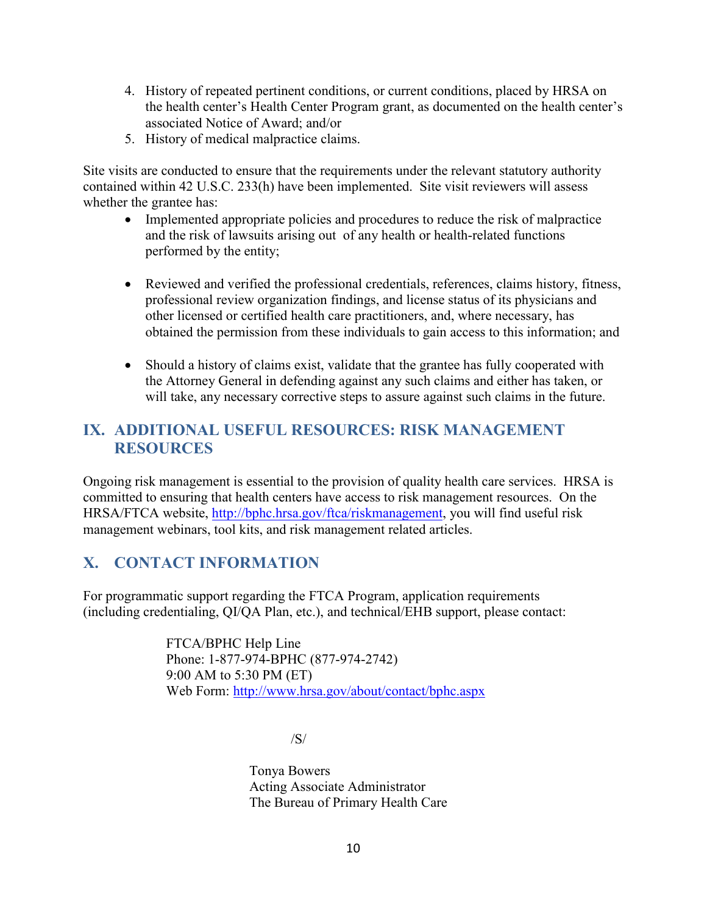4. History of repeated pertinent conditions, or current conditions, placed by HRSA on the health center's Health Center Program grant, as documented on the health center's associated Notice of Award; and/or
5. History of medical malpractice claims.

Site visits are conducted to ensure that the requirements under the relevant statutory authority contained within 42 U.S.C. 233(h) have been implemented. Site visit reviewers will assess whether the grantee has:

- Implemented appropriate policies and procedures to reduce the risk of malpractice and the risk of lawsuits arising out of any health or health-related functions performed by the entity;

- Reviewed and verified the professional credentials, references, claims history, fitness, professional review organization findings, and license status of its physicians and other licensed or certified health care practitioners, and, where necessary, has obtained the permission from these individuals to gain access to this information; and

- Should a history of claims exist, validate that the grantee has fully cooperated with the Attorney General in defending against any such claims and either has taken, or will take, any necessary corrective steps to assure against such claims in the future.

## IX. ADDITIONAL USEFUL RESOURCES: RISK MANAGEMENT RESOURCES

Ongoing risk management is essential to the provision of quality health care services. HRSA is committed to ensuring that health centers have access to risk management resources. On the HRSA/FTCA website, http://bphc.hrsa.gov/ftca/riskmanagement, you will find useful risk management webinars, tool kits, and risk management related articles.

## X. CONTACT INFORMATION

For programmatic support regarding the FTCA Program, application requirements (including credentialing, QI/QA Plan, etc.), and technical/EHB support, please contact:

FTCA/BPHC Help Line
Phone: 1-877-974-BPHC (877-974-2742)
9:00 AM to 5:30 PM (ET)
Web Form: http://www.hrsa.gov/about/contact/bphc.aspx

/S/

Tonya Bowers
Acting Associate Administrator
The Bureau of Primary Health Care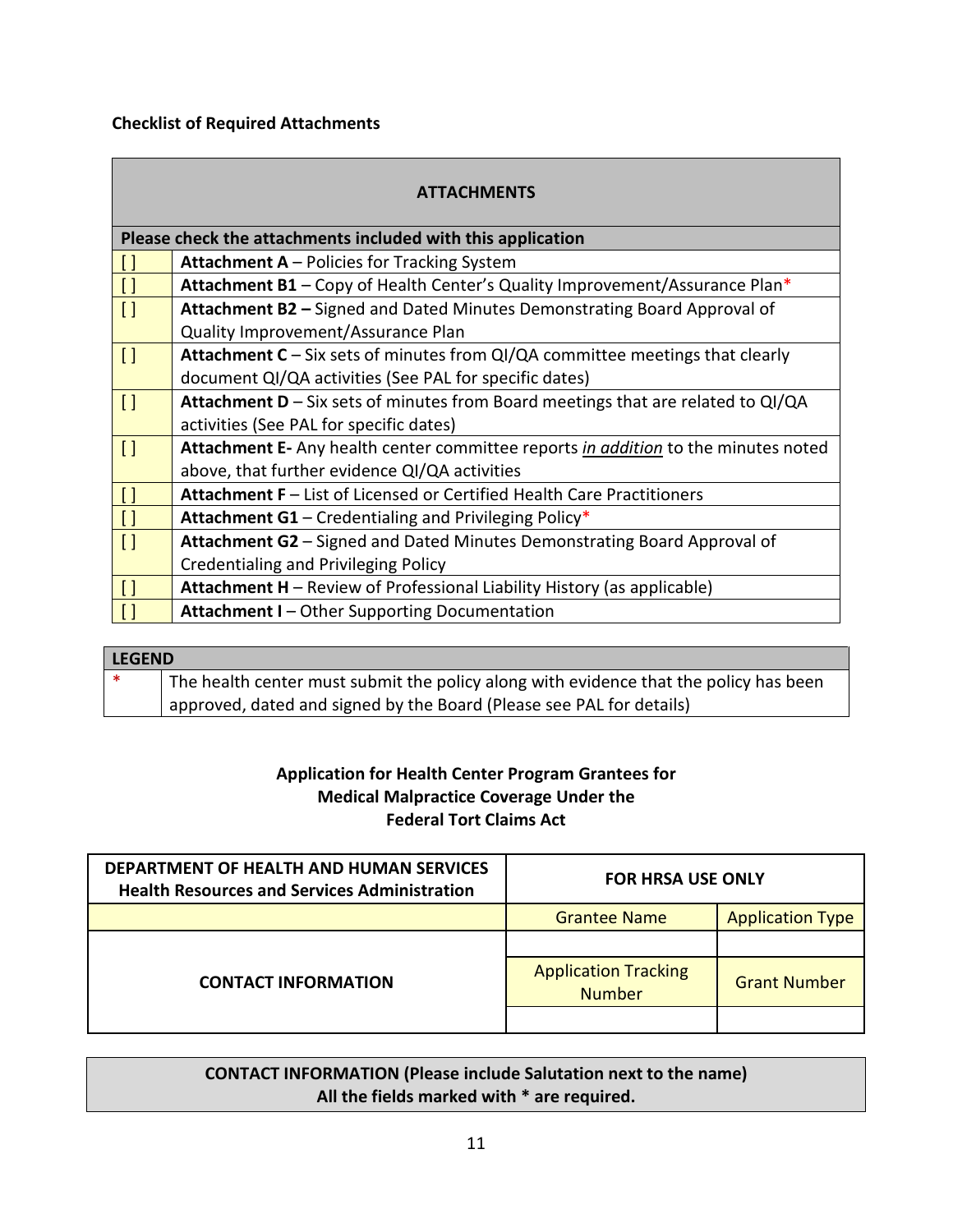**Checklist of Required Attachments**

| ATTACHMENTS | |
|---|---|
| **Please check the attachments included with this application** | |
| [ ] | **Attachment A** – Policies for Tracking System |
| [ ] | **Attachment B1** – Copy of Health Center's Quality Improvement/Assurance Plan* |
| [ ] | **Attachment B2 –** Signed and Dated Minutes Demonstrating Board Approval of Quality Improvement/Assurance Plan |
| [ ] | **Attachment C** – Six sets of minutes from QI/QA committee meetings that clearly document QI/QA activities (See PAL for specific dates) |
| [ ] | **Attachment D** – Six sets of minutes from Board meetings that are related to QI/QA activities (See PAL for specific dates) |
| [ ] | **Attachment E-** Any health center committee reports ***in addition*** to the minutes noted above, that further evidence QI/QA activities |
| [ ] | **Attachment F** – List of Licensed or Certified Health Care Practitioners |
| [ ] | **Attachment G1** – Credentialing and Privileging Policy* |
| [ ] | **Attachment G2** – Signed and Dated Minutes Demonstrating Board Approval of Credentialing and Privileging Policy |
| [ ] | **Attachment H** – Review of Professional Liability History (as applicable) |
| [ ] | **Attachment I** – Other Supporting Documentation |

| LEGEND | |
|---|---|
| * | The health center must submit the policy along with evidence that the policy has been approved, dated and signed by the Board (Please see PAL for details) |

**Application for Health Center Program Grantees for Medical Malpractice Coverage Under the Federal Tort Claims Act**

| DEPARTMENT OF HEALTH AND HUMAN SERVICES Health Resources and Services Administration | FOR HRSA USE ONLY | |
|---|---|---|
| | Grantee Name | Application Type |
| CONTACT INFORMATION | | |
| | Application Tracking Number | Grant Number |
| | | |

**CONTACT INFORMATION (Please include Salutation next to the name)**
**All the fields marked with * are required.**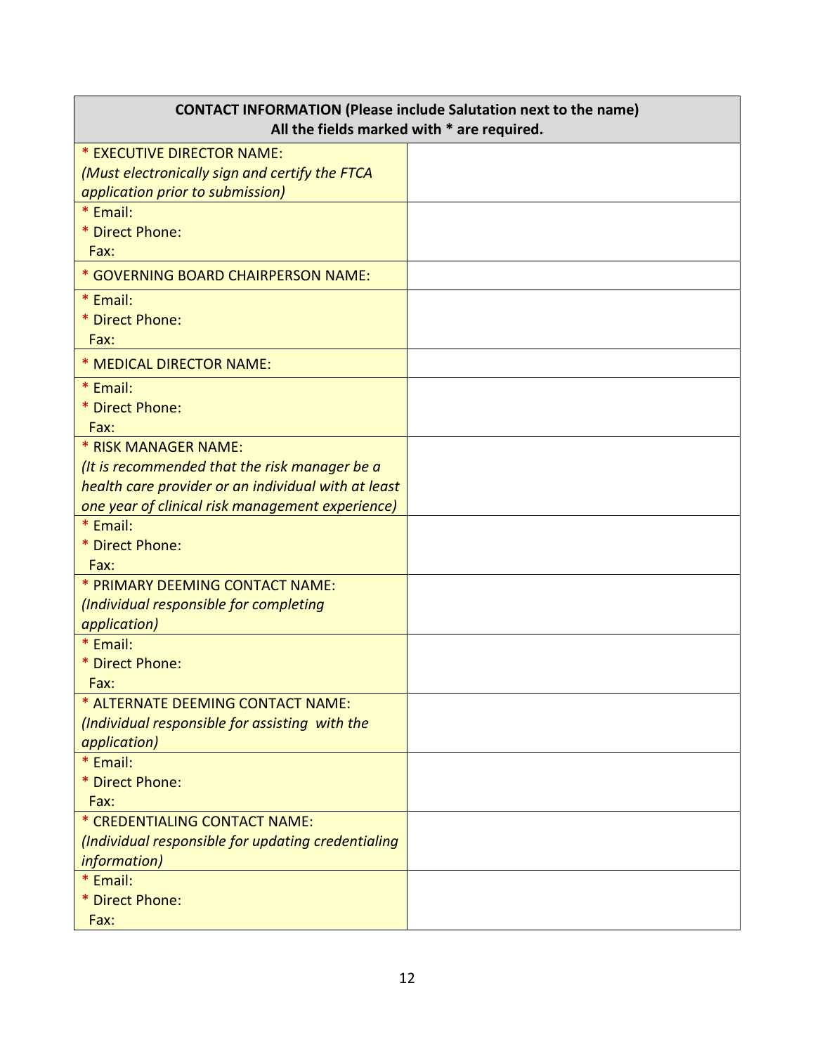| CONTACT INFORMATION (Please include Salutation next to the name)<br>All the fields marked with * are required. | |
|---|---|
| * EXECUTIVE DIRECTOR NAME:<br>*(Must electronically sign and certify the FTCA application prior to submission)* | |
| * Email:<br>* Direct Phone:<br>Fax: | |
| * GOVERNING BOARD CHAIRPERSON NAME: | |
| * Email:<br>* Direct Phone:<br>Fax: | |
| * MEDICAL DIRECTOR NAME: | |
| * Email:<br>* Direct Phone:<br>Fax: | |
| * RISK MANAGER NAME:<br>*(It is recommended that the risk manager be a health care provider or an individual with at least one year of clinical risk management experience)* | |
| * Email:<br>* Direct Phone:<br>Fax: | |
| * PRIMARY DEEMING CONTACT NAME:<br>*(Individual responsible for completing application)* | |
| * Email:<br>* Direct Phone:<br>Fax: | |
| * ALTERNATE DEEMING CONTACT NAME:<br>*(Individual responsible for assisting with the application)* | |
| * Email:<br>* Direct Phone:<br>Fax: | |
| * CREDENTIALING CONTACT NAME:<br>*(Individual responsible for updating credentialing information)* | |
| * Email:<br>* Direct Phone:<br>Fax: | |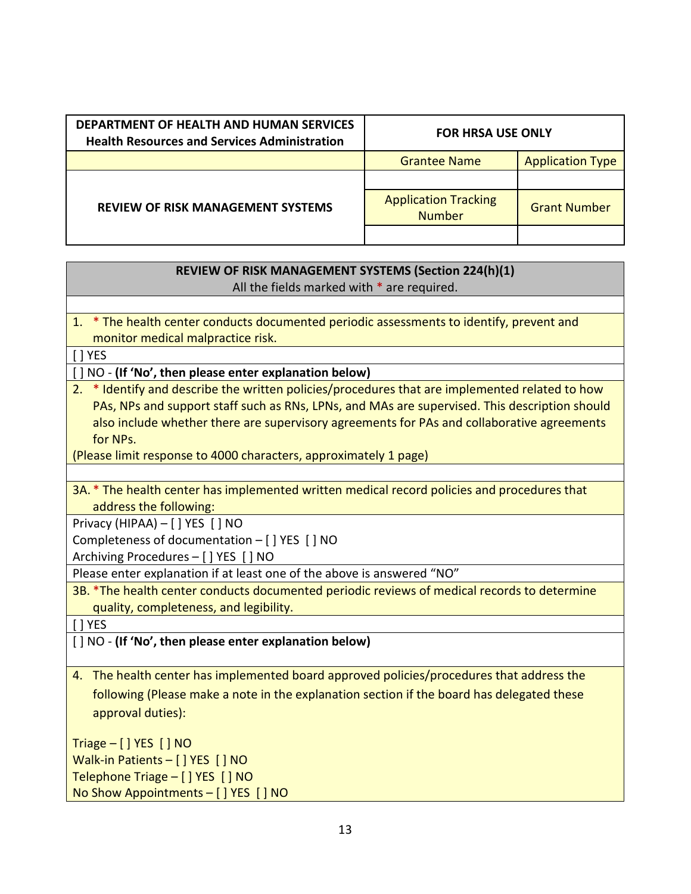| DEPARTMENT OF HEALTH AND HUMAN SERVICES<br>Health Resources and Services Administration | FOR HRSA USE ONLY | |
|---|---|---|
| | Grantee Name | Application Type |
| REVIEW OF RISK MANAGEMENT SYSTEMS | | |
| | Application Tracking Number | Grant Number |
| | | |

**REVIEW OF RISK MANAGEMENT SYSTEMS (Section 224(h)(1)**

All the fields marked with * are required.

1. * The health center conducts documented periodic assessments to identify, prevent and monitor medical malpractice risk.

[ ] YES

[ ] NO - **(If 'No', then please enter explanation below)**

2. * Identify and describe the written policies/procedures that are implemented related to how PAs, NPs and support staff such as RNs, LPNs, and MAs are supervised. This description should also include whether there are supervisory agreements for PAs and collaborative agreements for NPs.

(Please limit response to 4000 characters, approximately 1 page)

3A. * The health center has implemented written medical record policies and procedures that address the following:

Privacy (HIPAA) – [ ] YES [ ] NO

Completeness of documentation – [ ] YES [ ] NO

Archiving Procedures – [ ] YES [ ] NO

Please enter explanation if at least one of the above is answered "NO"

3B. *The health center conducts documented periodic reviews of medical records to determine quality, completeness, and legibility.

[ ] YES

[ ] NO - **(If 'No', then please enter explanation below)**

4. The health center has implemented board approved policies/procedures that address the following (Please make a note in the explanation section if the board has delegated these approval duties):

Triage – [ ] YES [ ] NO

Walk-in Patients – [ ] YES [ ] NO

Telephone Triage – [ ] YES [ ] NO

No Show Appointments – [ ] YES [ ] NO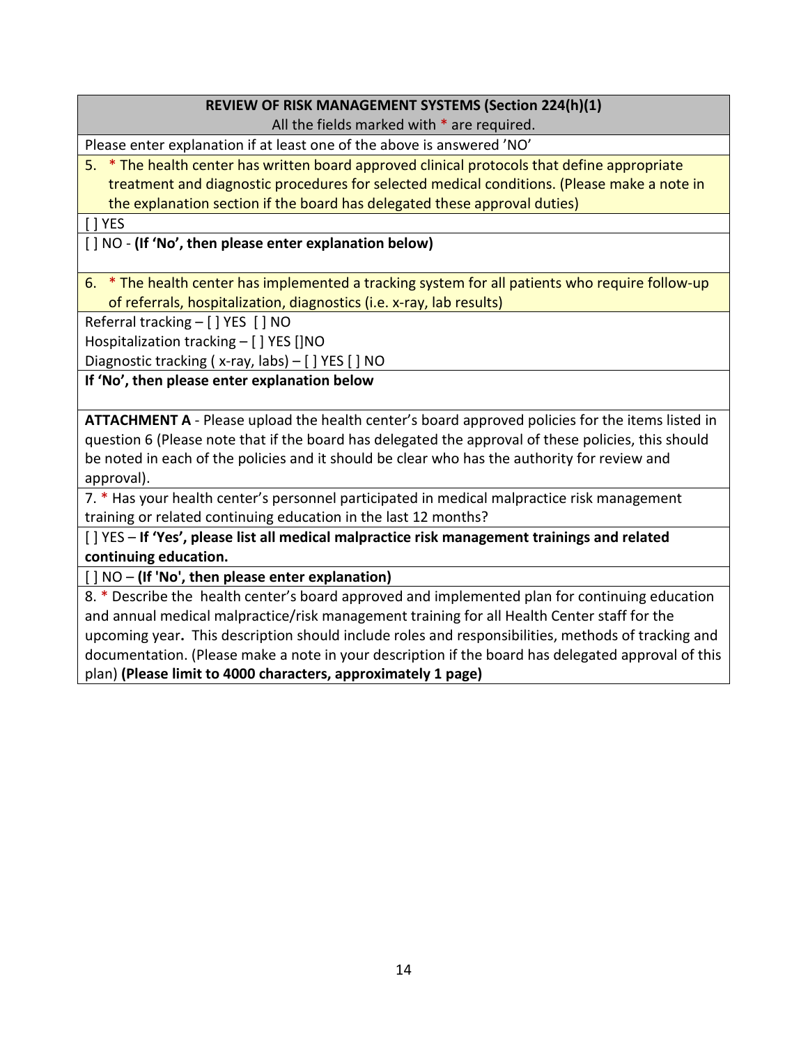**REVIEW OF RISK MANAGEMENT SYSTEMS (Section 224(h)(1)**

All the fields marked with * are required.

Please enter explanation if at least one of the above is answered 'NO'

5. * The health center has written board approved clinical protocols that define appropriate treatment and diagnostic procedures for selected medical conditions. (Please make a note in the explanation section if the board has delegated these approval duties)

[ ] YES

[ ] NO - **(If 'No', then please enter explanation below)**

6. * The health center has implemented a tracking system for all patients who require follow-up of referrals, hospitalization, diagnostics (i.e. x-ray, lab results)

Referral tracking – [ ] YES [ ] NO

Hospitalization tracking – [ ] YES []NO

Diagnostic tracking ( x-ray, labs) – [ ] YES [ ] NO

**If 'No', then please enter explanation below**

**ATTACHMENT A** - Please upload the health center's board approved policies for the items listed in question 6 (Please note that if the board has delegated the approval of these policies, this should be noted in each of the policies and it should be clear who has the authority for review and approval).

7. * Has your health center's personnel participated in medical malpractice risk management training or related continuing education in the last 12 months?

[ ] YES – **If 'Yes', please list all medical malpractice risk management trainings and related continuing education.**

[ ] NO – **(If 'No', then please enter explanation)**

8. * Describe the health center's board approved and implemented plan for continuing education and annual medical malpractice/risk management training for all Health Center staff for the upcoming year**.** This description should include roles and responsibilities, methods of tracking and documentation. (Please make a note in your description if the board has delegated approval of this plan) **(Please limit to 4000 characters, approximately 1 page)**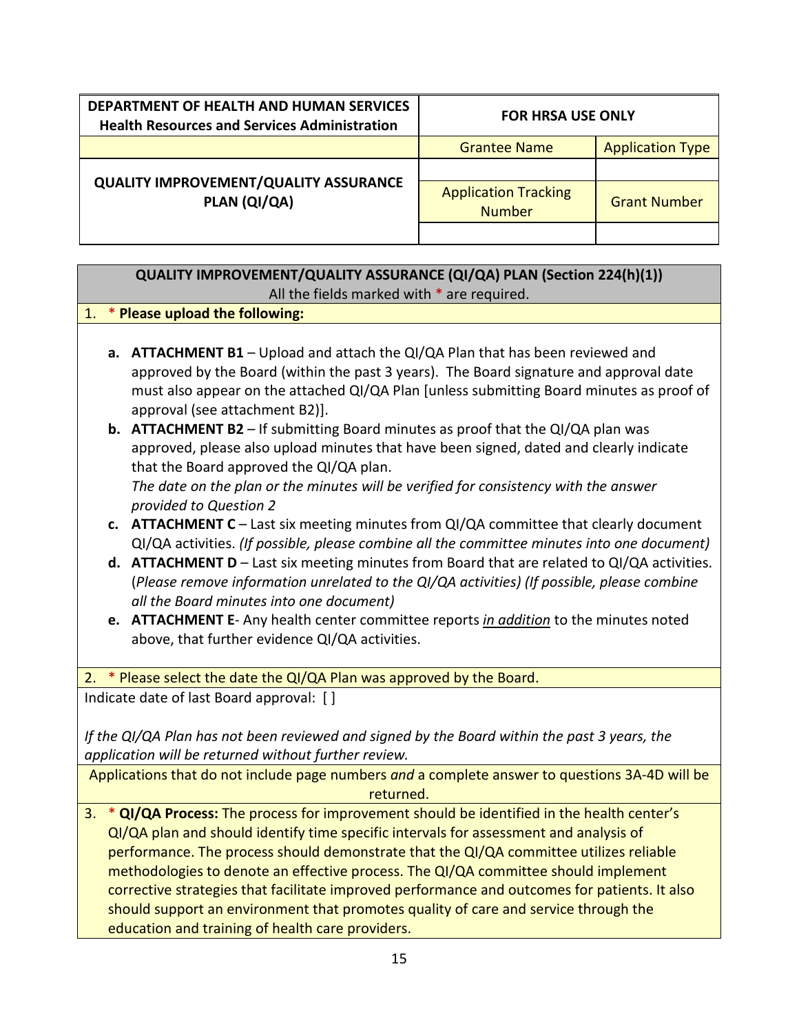| DEPARTMENT OF HEALTH AND HUMAN SERVICES<br>Health Resources and Services Administration | FOR HRSA USE ONLY | |
| --- | --- | --- |
| | Grantee Name | Application Type |
| QUALITY IMPROVEMENT/QUALITY ASSURANCE PLAN (QI/QA) | | |
| | Application Tracking Number | Grant Number |
| | | |

**QUALITY IMPROVEMENT/QUALITY ASSURANCE (QI/QA) PLAN (Section 224(h)(1))**

All the fields marked with * are required.

1. * **Please upload the following:**

   a. **ATTACHMENT B1** – Upload and attach the QI/QA Plan that has been reviewed and approved by the Board (within the past 3 years). The Board signature and approval date must also appear on the attached QI/QA Plan [unless submitting Board minutes as proof of approval (see attachment B2)].

   b. **ATTACHMENT B2** – If submitting Board minutes as proof that the QI/QA plan was approved, please also upload minutes that have been signed, dated and clearly indicate that the Board approved the QI/QA plan.
   *The date on the plan or the minutes will be verified for consistency with the answer provided to Question 2*

   c. **ATTACHMENT C** – Last six meeting minutes from QI/QA committee that clearly document QI/QA activities. *(If possible, please combine all the committee minutes into one document)*

   d. **ATTACHMENT D** – Last six meeting minutes from Board that are related to QI/QA activities. (*Please remove information unrelated to the QI/QA activities) (If possible, please combine all the Board minutes into one document)*

   e. **ATTACHMENT E**- Any health center committee reports ***in addition*** to the minutes noted above, that further evidence QI/QA activities.

2. * Please select the date the QI/QA Plan was approved by the Board.

Indicate date of last Board approval: [ ]

*If the QI/QA Plan has not been reviewed and signed by the Board within the past 3 years, the application will be returned without further review.*

Applications that do not include page numbers *and* a complete answer to questions 3A-4D will be returned.

3. * **QI/QA Process:** The process for improvement should be identified in the health center's QI/QA plan and should identify time specific intervals for assessment and analysis of performance. The process should demonstrate that the QI/QA committee utilizes reliable methodologies to denote an effective process. The QI/QA committee should implement corrective strategies that facilitate improved performance and outcomes for patients. It also should support an environment that promotes quality of care and service through the education and training of health care providers.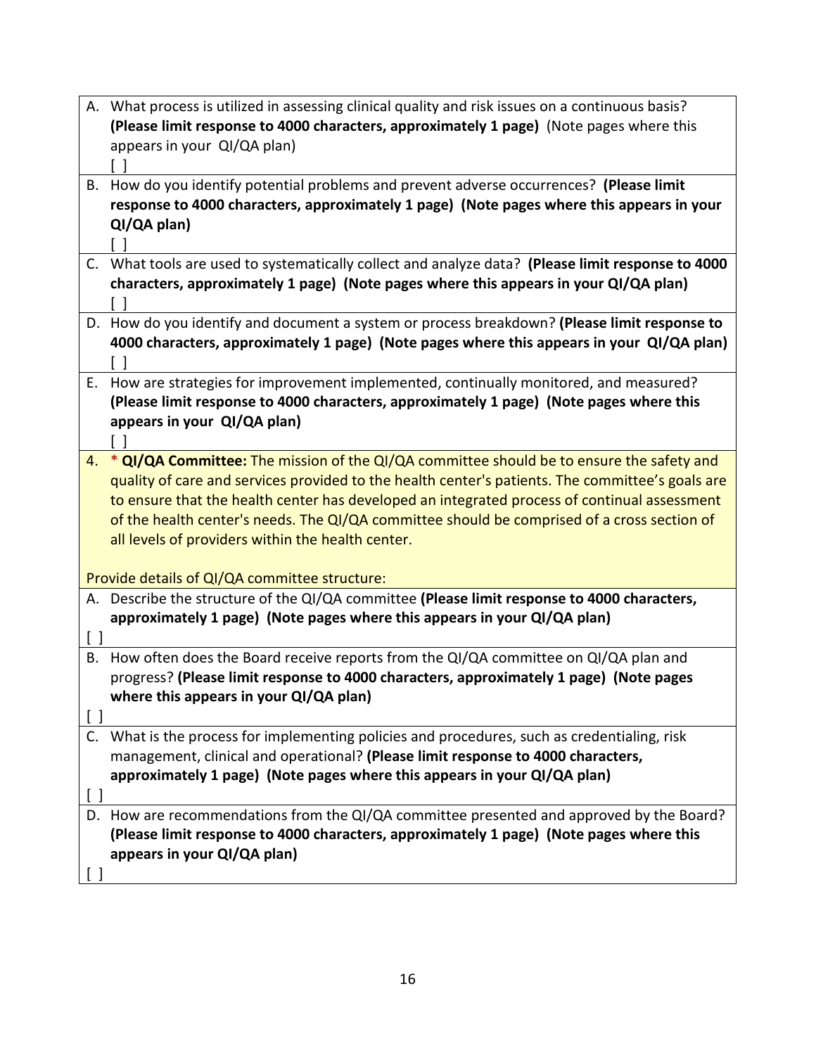A. What process is utilized in assessing clinical quality and risk issues on a continuous basis? **(Please limit response to 4000 characters, approximately 1 page)** (Note pages where this appears in your QI/QA plan)
[ ]

B. How do you identify potential problems and prevent adverse occurrences? **(Please limit response to 4000 characters, approximately 1 page) (Note pages where this appears in your QI/QA plan)**
[ ]

C. What tools are used to systematically collect and analyze data? **(Please limit response to 4000 characters, approximately 1 page) (Note pages where this appears in your QI/QA plan)**
[ ]

D. How do you identify and document a system or process breakdown? **(Please limit response to 4000 characters, approximately 1 page) (Note pages where this appears in your QI/QA plan)**
[ ]

E. How are strategies for improvement implemented, continually monitored, and measured? **(Please limit response to 4000 characters, approximately 1 page) (Note pages where this appears in your QI/QA plan)**
[ ]

4. * **QI/QA Committee:** The mission of the QI/QA committee should be to ensure the safety and quality of care and services provided to the health center's patients. The committee's goals are to ensure that the health center has developed an integrated process of continual assessment of the health center's needs. The QI/QA committee should be comprised of a cross section of all levels of providers within the health center.

Provide details of QI/QA committee structure:

A. Describe the structure of the QI/QA committee **(Please limit response to 4000 characters, approximately 1 page) (Note pages where this appears in your QI/QA plan)**
[ ]

B. How often does the Board receive reports from the QI/QA committee on QI/QA plan and progress? **(Please limit response to 4000 characters, approximately 1 page) (Note pages where this appears in your QI/QA plan)**
[ ]

C. What is the process for implementing policies and procedures, such as credentialing, risk management, clinical and operational? **(Please limit response to 4000 characters, approximately 1 page) (Note pages where this appears in your QI/QA plan)**
[ ]

D. How are recommendations from the QI/QA committee presented and approved by the Board? **(Please limit response to 4000 characters, approximately 1 page) (Note pages where this appears in your QI/QA plan)**
[ ]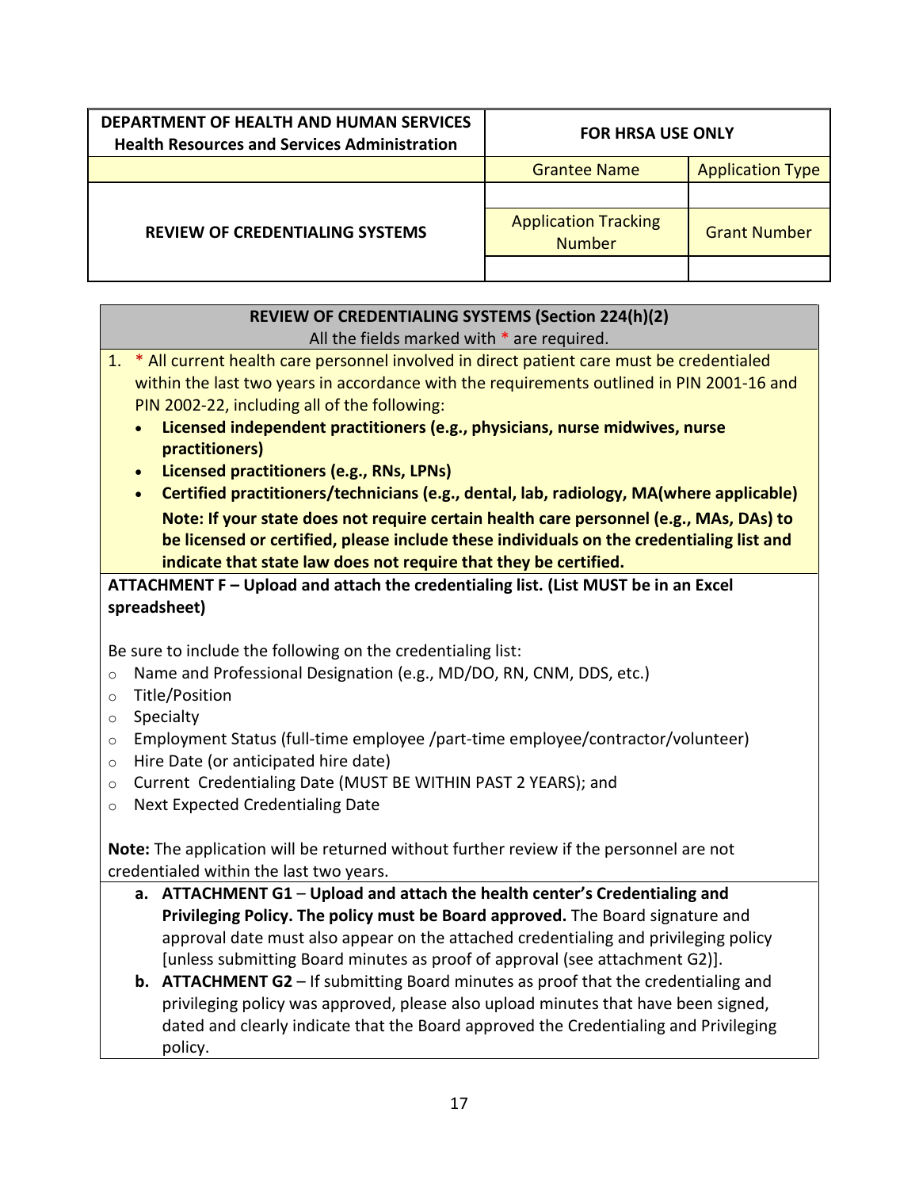| DEPARTMENT OF HEALTH AND HUMAN SERVICES<br>Health Resources and Services Administration | FOR HRSA USE ONLY | |
|---|---|---|
| | Grantee Name | Application Type |
| REVIEW OF CREDENTIALING SYSTEMS | | |
| | Application Tracking Number | Grant Number |
| | | |

**REVIEW OF CREDENTIALING SYSTEMS (Section 224(h)(2)**

All the fields marked with * are required.

1. * All current health care personnel involved in direct patient care must be credentialed within the last two years in accordance with the requirements outlined in PIN 2001-16 and PIN 2002-22, including all of the following:
   - **Licensed independent practitioners (e.g., physicians, nurse midwives, nurse practitioners)**
   - **Licensed practitioners (e.g., RNs, LPNs)**
   - **Certified practitioners/technicians (e.g., dental, lab, radiology, MA(where applicable)**

   **Note: If your state does not require certain health care personnel (e.g., MAs, DAs) to be licensed or certified, please include these individuals on the credentialing list and indicate that state law does not require that they be certified.**

**ATTACHMENT F – Upload and attach the credentialing list. (List MUST be in an Excel spreadsheet)**

Be sure to include the following on the credentialing list:

- Name and Professional Designation (e.g., MD/DO, RN, CNM, DDS, etc.)
- Title/Position
- Specialty
- Employment Status (full-time employee /part-time employee/contractor/volunteer)
- Hire Date (or anticipated hire date)
- Current Credentialing Date (MUST BE WITHIN PAST 2 YEARS); and
- Next Expected Credentialing Date

**Note:** The application will be returned without further review if the personnel are not credentialed within the last two years.

a. **ATTACHMENT G1** – **Upload and attach the health center's Credentialing and Privileging Policy. The policy must be Board approved.** The Board signature and approval date must also appear on the attached credentialing and privileging policy [unless submitting Board minutes as proof of approval (see attachment G2)].

b. **ATTACHMENT G2** – If submitting Board minutes as proof that the credentialing and privileging policy was approved, please also upload minutes that have been signed, dated and clearly indicate that the Board approved the Credentialing and Privileging policy.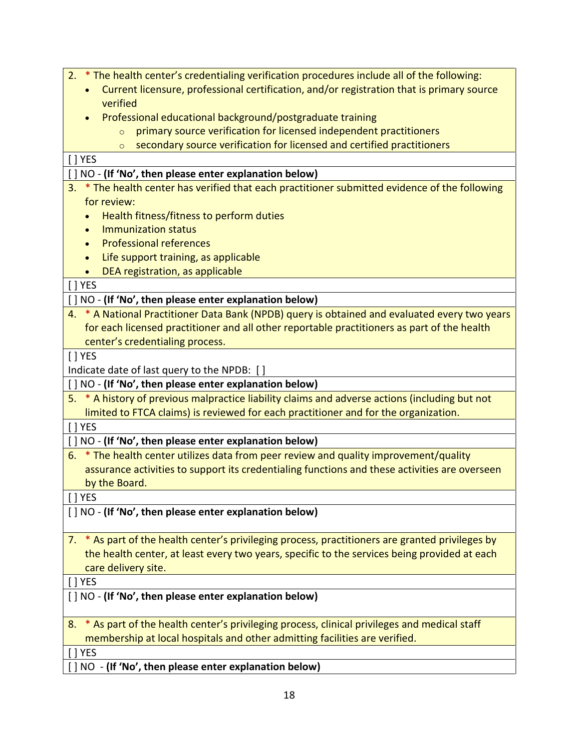2. * The health center's credentialing verification procedures include all of the following:
    - Current licensure, professional certification, and/or registration that is primary source verified
    - Professional educational background/postgraduate training
        - primary source verification for licensed independent practitioners
        - secondary source verification for licensed and certified practitioners

[ ] YES

[ ] NO - **(If 'No', then please enter explanation below)**

3. * The health center has verified that each practitioner submitted evidence of the following for review:
    - Health fitness/fitness to perform duties
    - Immunization status
    - Professional references
    - Life support training, as applicable
    - DEA registration, as applicable

[ ] YES

[ ] NO - **(If 'No', then please enter explanation below)**

4. * A National Practitioner Data Bank (NPDB) query is obtained and evaluated every two years for each licensed practitioner and all other reportable practitioners as part of the health center's credentialing process.

[ ] YES

Indicate date of last query to the NPDB: [ ]

[ ] NO - **(If 'No', then please enter explanation below)**

5. * A history of previous malpractice liability claims and adverse actions (including but not limited to FTCA claims) is reviewed for each practitioner and for the organization.

[ ] YES

[ ] NO - **(If 'No', then please enter explanation below)**

6. * The health center utilizes data from peer review and quality improvement/quality assurance activities to support its credentialing functions and these activities are overseen by the Board.

[ ] YES

[ ] NO - **(If 'No', then please enter explanation below)**

7. * As part of the health center's privileging process, practitioners are granted privileges by the health center, at least every two years, specific to the services being provided at each care delivery site.

[ ] YES

[ ] NO - **(If 'No', then please enter explanation below)**

8. * As part of the health center's privileging process, clinical privileges and medical staff membership at local hospitals and other admitting facilities are verified.

[ ] YES

[ ] NO - **(If 'No', then please enter explanation below)**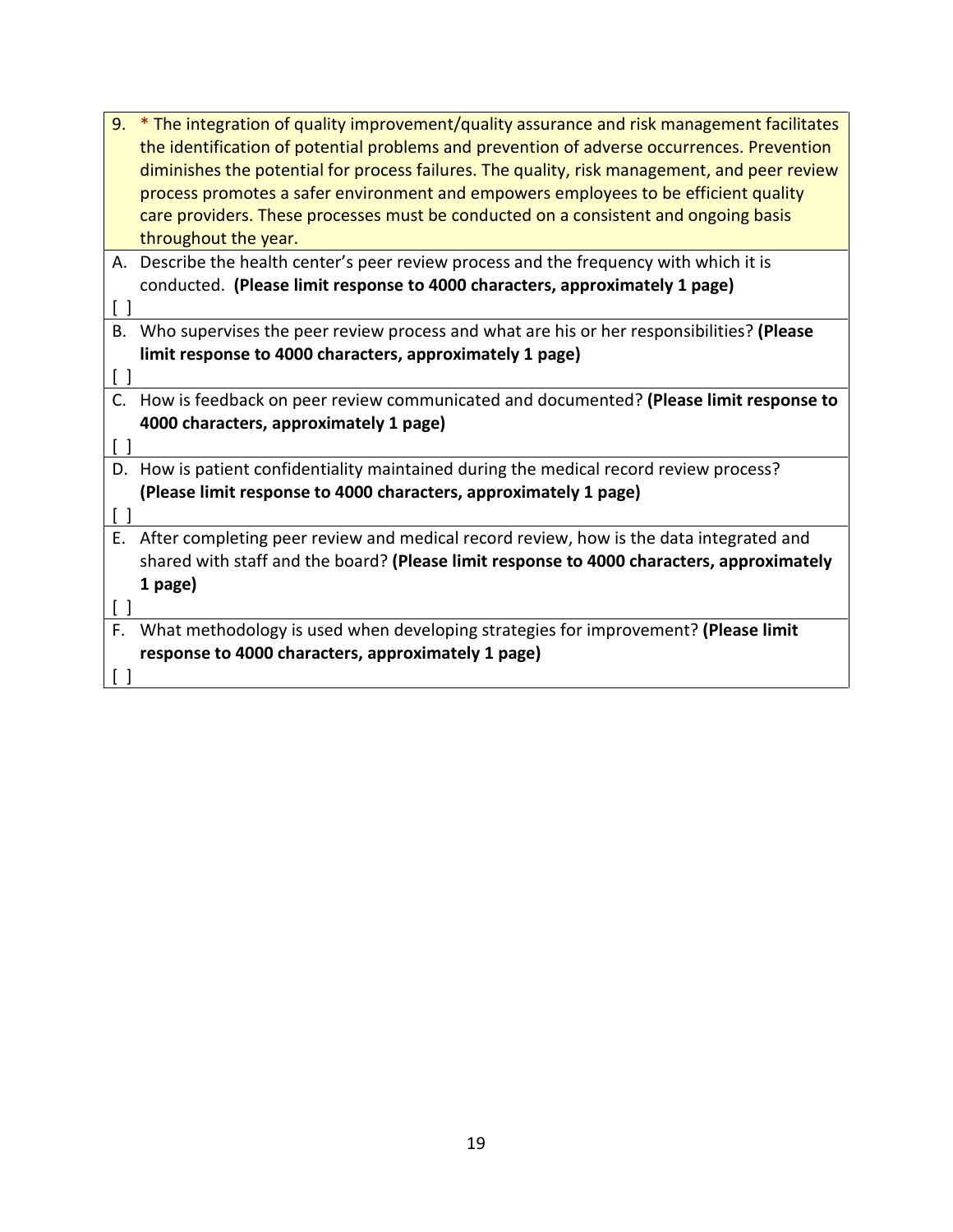| | |
|---|---|
| 9. | * The integration of quality improvement/quality assurance and risk management facilitates the identification of potential problems and prevention of adverse occurrences. Prevention diminishes the potential for process failures. The quality, risk management, and peer review process promotes a safer environment and empowers employees to be efficient quality care providers. These processes must be conducted on a consistent and ongoing basis throughout the year. |
| A. | Describe the health center's peer review process and the frequency with which it is conducted. **(Please limit response to 4000 characters, approximately 1 page)** |
| [ ] | |
| B. | Who supervises the peer review process and what are his or her responsibilities? **(Please limit response to 4000 characters, approximately 1 page)** |
| [ ] | |
| C. | How is feedback on peer review communicated and documented? **(Please limit response to 4000 characters, approximately 1 page)** |
| [ ] | |
| D. | How is patient confidentiality maintained during the medical record review process? **(Please limit response to 4000 characters, approximately 1 page)** |
| [ ] | |
| E. | After completing peer review and medical record review, how is the data integrated and shared with staff and the board? **(Please limit response to 4000 characters, approximately 1 page)** |
| [ ] | |
| F. | What methodology is used when developing strategies for improvement? **(Please limit response to 4000 characters, approximately 1 page)** |
| [ ] | |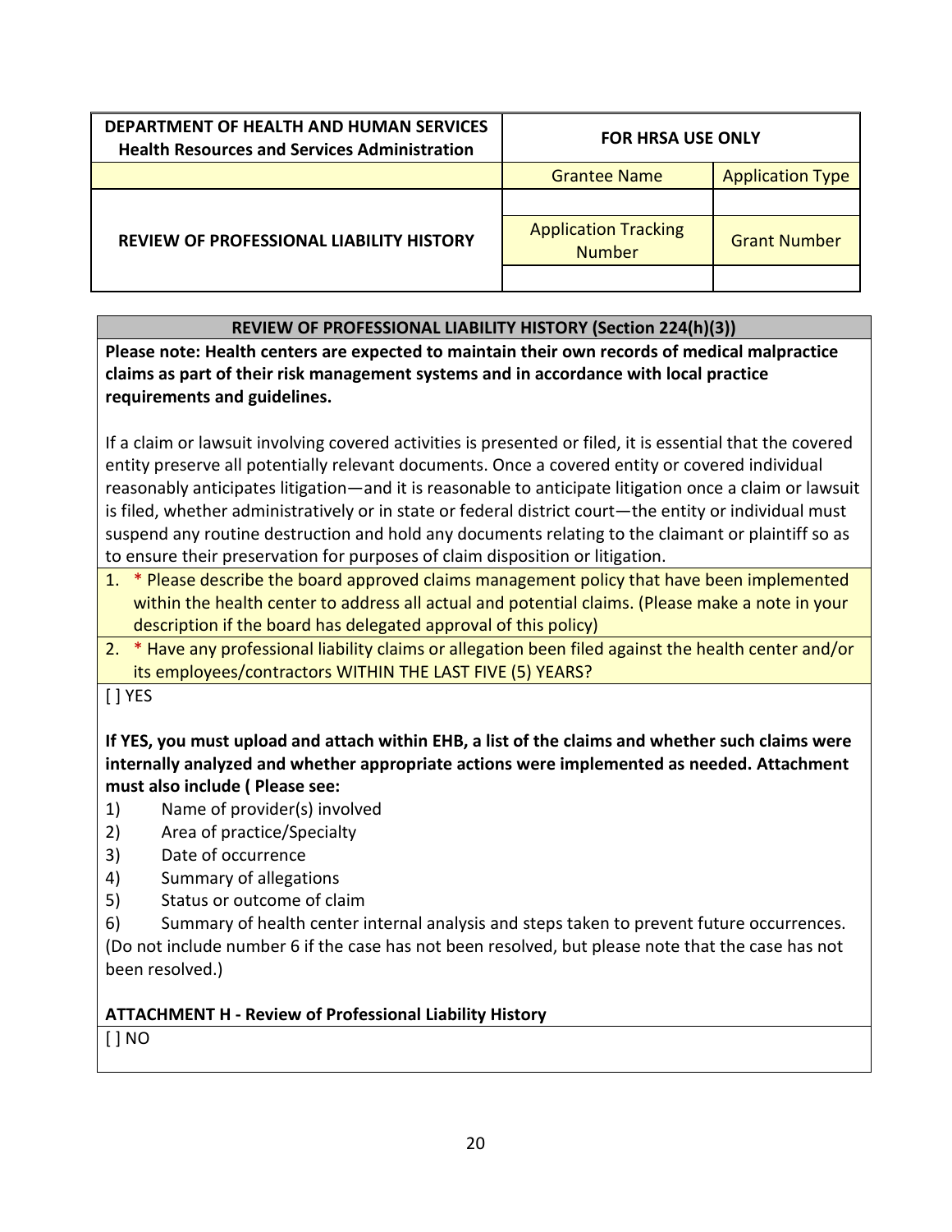| DEPARTMENT OF HEALTH AND HUMAN SERVICES<br>Health Resources and Services Administration | FOR HRSA USE ONLY | |
|---|---|---|
| | Grantee Name | Application Type |
| REVIEW OF PROFESSIONAL LIABILITY HISTORY | | |
| | Application Tracking Number | Grant Number |
| | | |

**REVIEW OF PROFESSIONAL LIABILITY HISTORY (Section 224(h)(3))**

**Please note: Health centers are expected to maintain their own records of medical malpractice claims as part of their risk management systems and in accordance with local practice requirements and guidelines.**

If a claim or lawsuit involving covered activities is presented or filed, it is essential that the covered entity preserve all potentially relevant documents. Once a covered entity or covered individual reasonably anticipates litigation—and it is reasonable to anticipate litigation once a claim or lawsuit is filed, whether administratively or in state or federal district court—the entity or individual must suspend any routine destruction and hold any documents relating to the claimant or plaintiff so as to ensure their preservation for purposes of claim disposition or litigation.

1. * Please describe the board approved claims management policy that have been implemented within the health center to address all actual and potential claims. (Please make a note in your description if the board has delegated approval of this policy)
2. * Have any professional liability claims or allegation been filed against the health center and/or its employees/contractors WITHIN THE LAST FIVE (5) YEARS?

[ ] YES

**If YES, you must upload and attach within EHB, a list of the claims and whether such claims were internally analyzed and whether appropriate actions were implemented as needed. Attachment must also include ( Please see:**

1) Name of provider(s) involved
2) Area of practice/Specialty
3) Date of occurrence
4) Summary of allegations
5) Status or outcome of claim
6) Summary of health center internal analysis and steps taken to prevent future occurrences.

(Do not include number 6 if the case has not been resolved, but please note that the case has not been resolved.)

**ATTACHMENT H - Review of Professional Liability History**

[ ] NO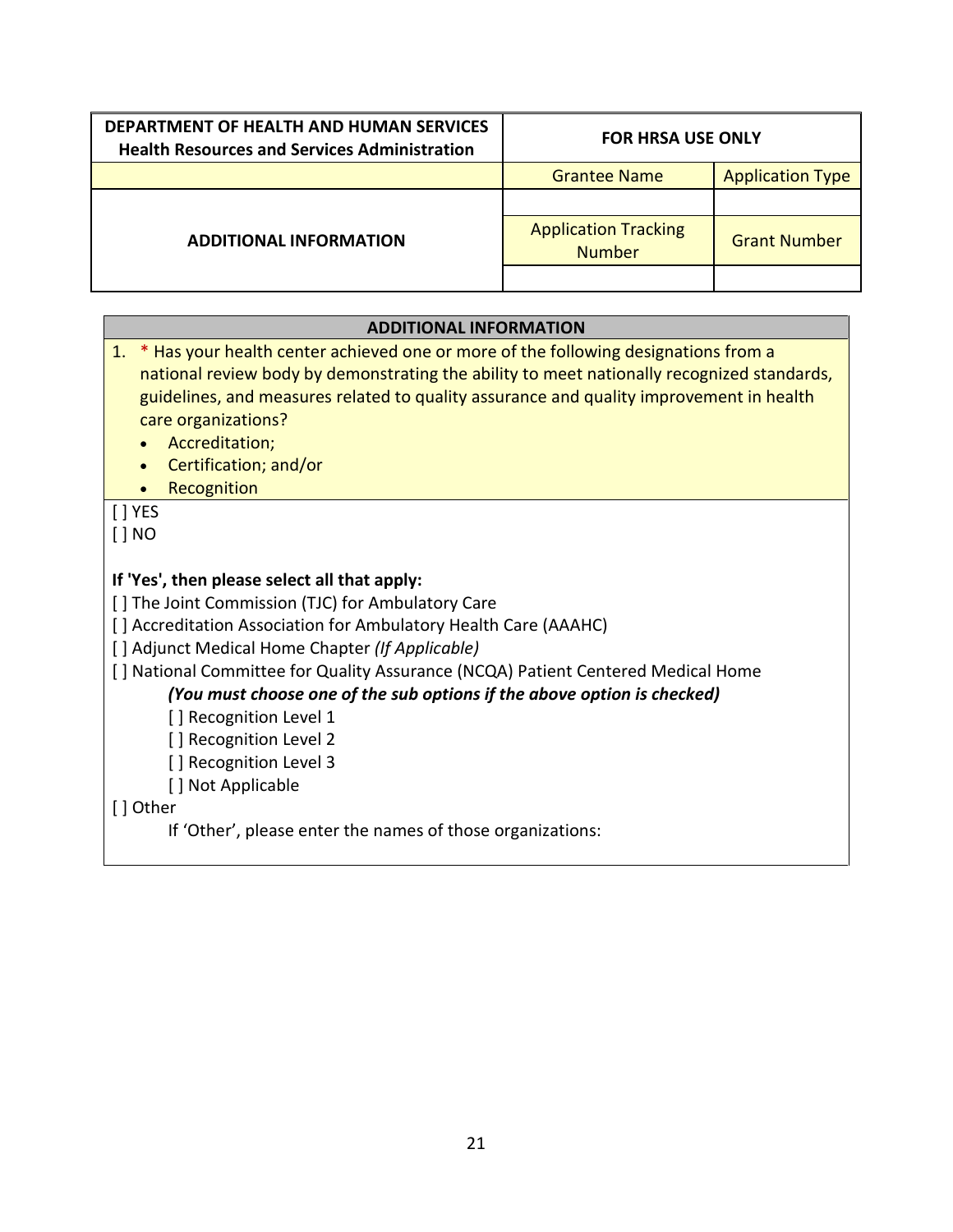| DEPARTMENT OF HEALTH AND HUMAN SERVICES Health Resources and Services Administration | FOR HRSA USE ONLY | |
|---|---|---|
| | Grantee Name | Application Type |
| ADDITIONAL INFORMATION | | |
| | Application Tracking Number | Grant Number |
| | | |

| ADDITIONAL INFORMATION |
|---|

1. * Has your health center achieved one or more of the following designations from a national review body by demonstrating the ability to meet nationally recognized standards, guidelines, and measures related to quality assurance and quality improvement in health care organizations?
   - Accreditation;
   - Certification; and/or
   - Recognition

[ ] YES
[ ] NO

**If 'Yes', then please select all that apply:**

[ ] The Joint Commission (TJC) for Ambulatory Care
[ ] Accreditation Association for Ambulatory Health Care (AAAHC)
[ ] Adjunct Medical Home Chapter *(If Applicable)*
[ ] National Committee for Quality Assurance (NCQA) Patient Centered Medical Home

***(You must choose one of the sub options if the above option is checked)***

[ ] Recognition Level 1
[ ] Recognition Level 2
[ ] Recognition Level 3
[ ] Not Applicable

[ ] Other

If 'Other', please enter the names of those organizations: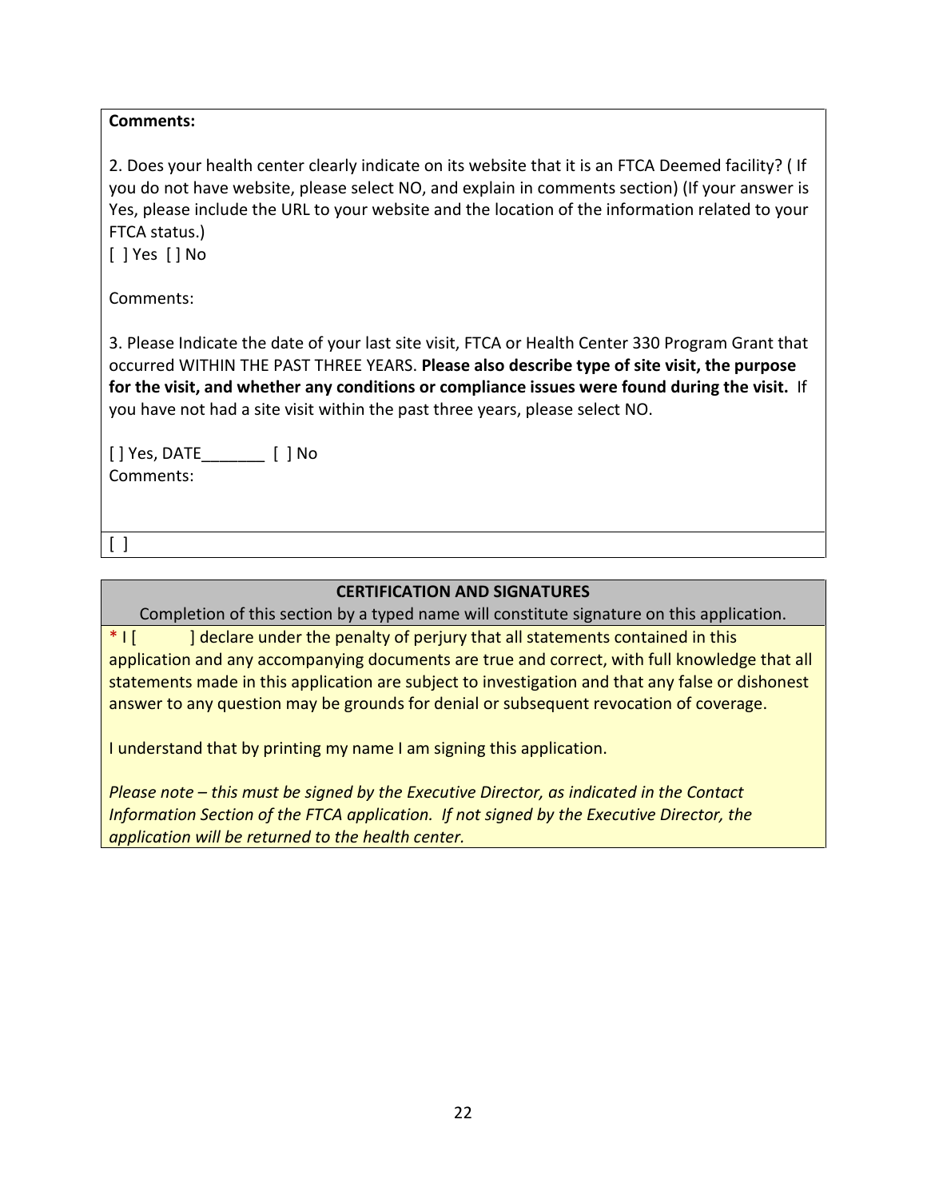**Comments:**

2. Does your health center clearly indicate on its website that it is an FTCA Deemed facility? ( If you do not have website, please select NO, and explain in comments section) (If your answer is Yes, please include the URL to your website and the location of the information related to your FTCA status.)

[ ] Yes [ ] No

Comments:

3. Please Indicate the date of your last site visit, FTCA or Health Center 330 Program Grant that occurred WITHIN THE PAST THREE YEARS. **Please also describe type of site visit, the purpose for the visit, and whether any conditions or compliance issues were found during the visit.** If you have not had a site visit within the past three years, please select NO.

[ ] Yes, DATE_______ [ ] No

Comments:

[ ]

**CERTIFICATION AND SIGNATURES**

Completion of this section by a typed name will constitute signature on this application.

* I [ ] declare under the penalty of perjury that all statements contained in this application and any accompanying documents are true and correct, with full knowledge that all statements made in this application are subject to investigation and that any false or dishonest answer to any question may be grounds for denial or subsequent revocation of coverage.

I understand that by printing my name I am signing this application.

*Please note – this must be signed by the Executive Director, as indicated in the Contact Information Section of the FTCA application. If not signed by the Executive Director, the application will be returned to the health center.*